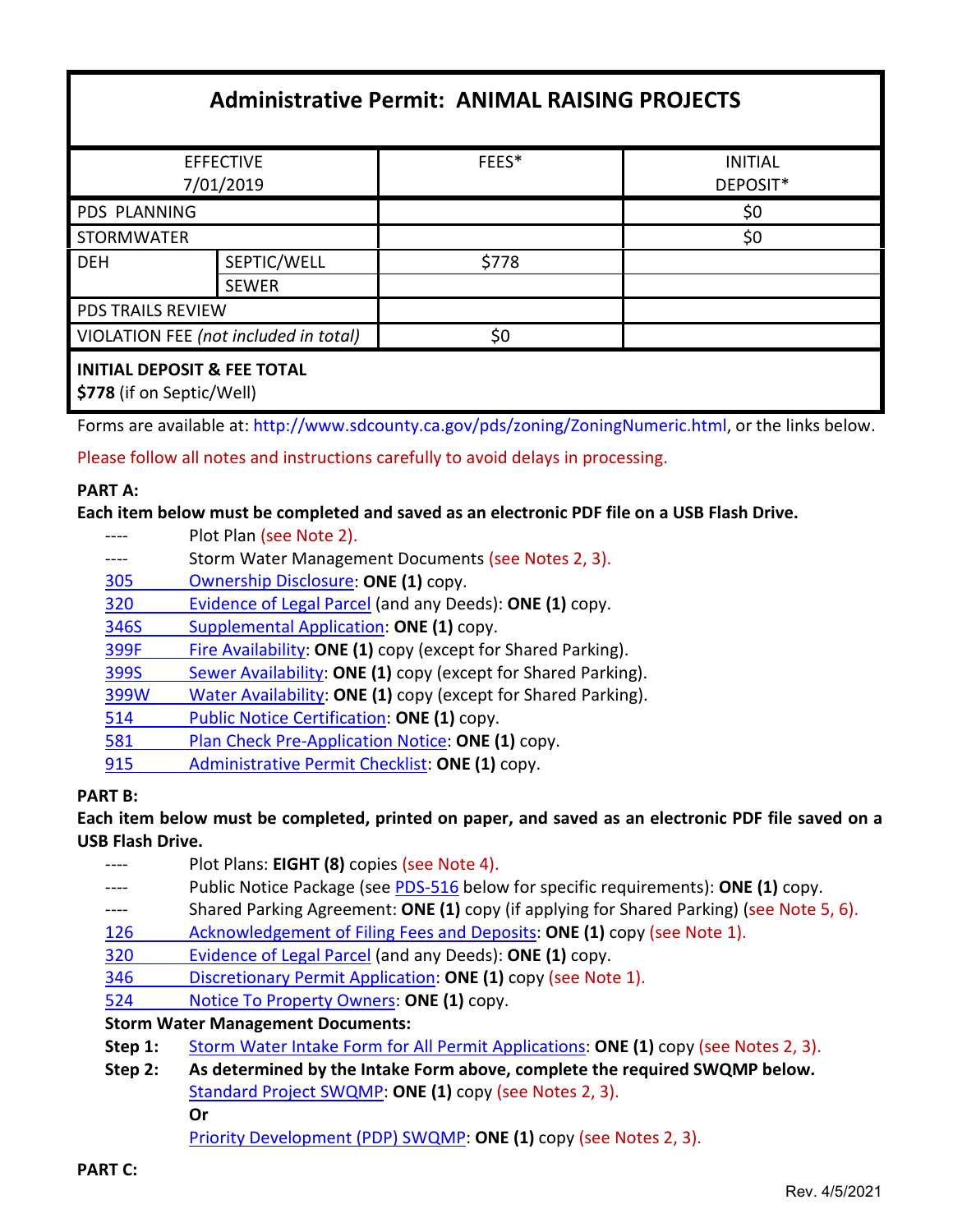# Administrative Permit: ANIMAL RAISING PROJECTS

| EFFECTIVE 7/01/2019 | | FEES* | INITIAL DEPOSIT* |
|---|---|---|---|
| PDS PLANNING | | | $0 |
| STORMWATER | | | $0 |
| DEH | SEPTIC/WELL | $778 | |
| | SEWER | | |
| PDS TRAILS REVIEW | | | |
| VIOLATION FEE *(not included in total)* | | $0 | |
| **INITIAL DEPOSIT & FEE TOTAL** **$778** (if on Septic/Well) | | | |

Forms are available at: http://www.sdcounty.ca.gov/pds/zoning/ZoningNumeric.html, or the links below.

Please follow all notes and instructions carefully to avoid delays in processing.

**PART A:**

**Each item below must be completed and saved as an electronic PDF file on a USB Flash Drive.**

- ---- Plot Plan (see Note 2).
- ---- Storm Water Management Documents (see Notes 2, 3).
- 305 Ownership Disclosure: **ONE (1)** copy.
- 320 Evidence of Legal Parcel (and any Deeds): **ONE (1)** copy.
- 346S Supplemental Application: **ONE (1)** copy.
- 399F Fire Availability: **ONE (1)** copy (except for Shared Parking).
- 399S Sewer Availability: **ONE (1)** copy (except for Shared Parking).
- 399W Water Availability: **ONE (1)** copy (except for Shared Parking).
- 514 Public Notice Certification: **ONE (1)** copy.
- 581 Plan Check Pre-Application Notice: **ONE (1)** copy.
- 915 Administrative Permit Checklist: **ONE (1)** copy.

**PART B:**

**Each item below must be completed, printed on paper, and saved as an electronic PDF file saved on a USB Flash Drive.**

- ---- Plot Plans: **EIGHT (8)** copies (see Note 4).
- ---- Public Notice Package (see PDS-516 below for specific requirements): **ONE (1)** copy.
- ---- Shared Parking Agreement: **ONE (1)** copy (if applying for Shared Parking) (see Note 5, 6).
- 126 Acknowledgement of Filing Fees and Deposits: **ONE (1)** copy (see Note 1).
- 320 Evidence of Legal Parcel (and any Deeds): **ONE (1)** copy.
- 346 Discretionary Permit Application: **ONE (1)** copy (see Note 1).
- 524 Notice To Property Owners: **ONE (1)** copy.

**Storm Water Management Documents:**

**Step 1:** Storm Water Intake Form for All Permit Applications: **ONE (1)** copy (see Notes 2, 3).

**Step 2:** **As determined by the Intake Form above, complete the required SWQMP below.**
Standard Project SWQMP: **ONE (1)** copy (see Notes 2, 3).
**Or**
Priority Development (PDP) SWQMP: **ONE (1)** copy (see Notes 2, 3).

**PART C:**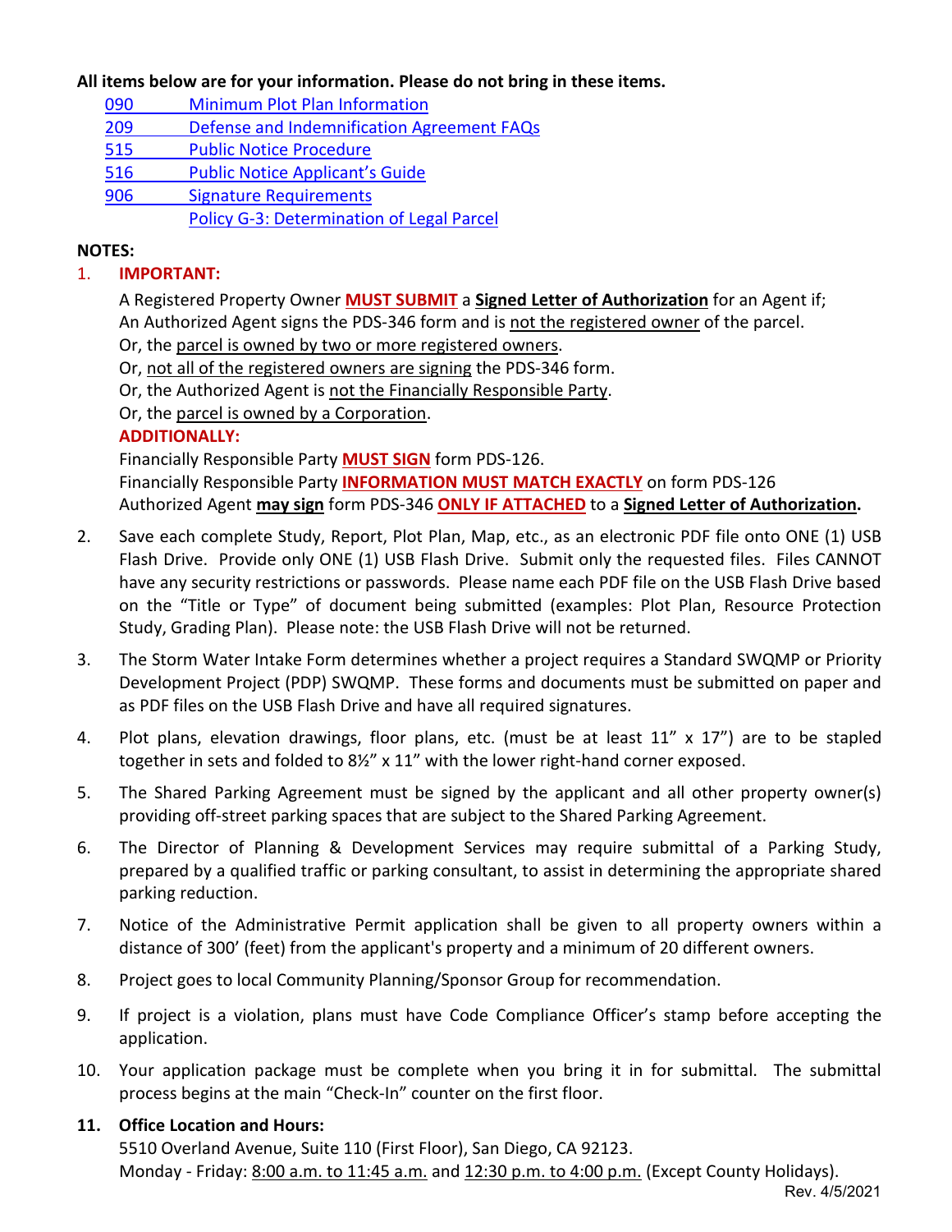**All items below are for your information. Please do not bring in these items.**

- 090 Minimum Plot Plan Information
- 209 Defense and Indemnification Agreement FAQs
- 515 Public Notice Procedure
- 516 Public Notice Applicant's Guide
- 906 Signature Requirements
- Policy G-3: Determination of Legal Parcel

**NOTES:**

1. **IMPORTANT:**

   A Registered Property Owner **MUST SUBMIT** a **Signed Letter of Authorization** for an Agent if;
   An Authorized Agent signs the PDS-346 form and is not the registered owner of the parcel.
   Or, the parcel is owned by two or more registered owners.
   Or, not all of the registered owners are signing the PDS-346 form.
   Or, the Authorized Agent is not the Financially Responsible Party.
   Or, the parcel is owned by a Corporation.

   **ADDITIONALLY:**

   Financially Responsible Party **MUST SIGN** form PDS-126.
   Financially Responsible Party **INFORMATION MUST MATCH EXACTLY** on form PDS-126
   Authorized Agent **may sign** form PDS-346 **ONLY IF ATTACHED** to a **Signed Letter of Authorization.**

2. Save each complete Study, Report, Plot Plan, Map, etc., as an electronic PDF file onto ONE (1) USB Flash Drive. Provide only ONE (1) USB Flash Drive. Submit only the requested files. Files CANNOT have any security restrictions or passwords. Please name each PDF file on the USB Flash Drive based on the "Title or Type" of document being submitted (examples: Plot Plan, Resource Protection Study, Grading Plan). Please note: the USB Flash Drive will not be returned.

3. The Storm Water Intake Form determines whether a project requires a Standard SWQMP or Priority Development Project (PDP) SWQMP. These forms and documents must be submitted on paper and as PDF files on the USB Flash Drive and have all required signatures.

4. Plot plans, elevation drawings, floor plans, etc. (must be at least 11" x 17") are to be stapled together in sets and folded to 8½" x 11" with the lower right-hand corner exposed.

5. The Shared Parking Agreement must be signed by the applicant and all other property owner(s) providing off-street parking spaces that are subject to the Shared Parking Agreement.

6. The Director of Planning & Development Services may require submittal of a Parking Study, prepared by a qualified traffic or parking consultant, to assist in determining the appropriate shared parking reduction.

7. Notice of the Administrative Permit application shall be given to all property owners within a distance of 300' (feet) from the applicant's property and a minimum of 20 different owners.

8. Project goes to local Community Planning/Sponsor Group for recommendation.

9. If project is a violation, plans must have Code Compliance Officer's stamp before accepting the application.

10. Your application package must be complete when you bring it in for submittal. The submittal process begins at the main "Check-In" counter on the first floor.

11. **Office Location and Hours:**

    5510 Overland Avenue, Suite 110 (First Floor), San Diego, CA 92123.
    Monday - Friday: 8:00 a.m. to 11:45 a.m. and 12:30 p.m. to 4:00 p.m. (Except County Holidays).

Rev. 4/5/2021